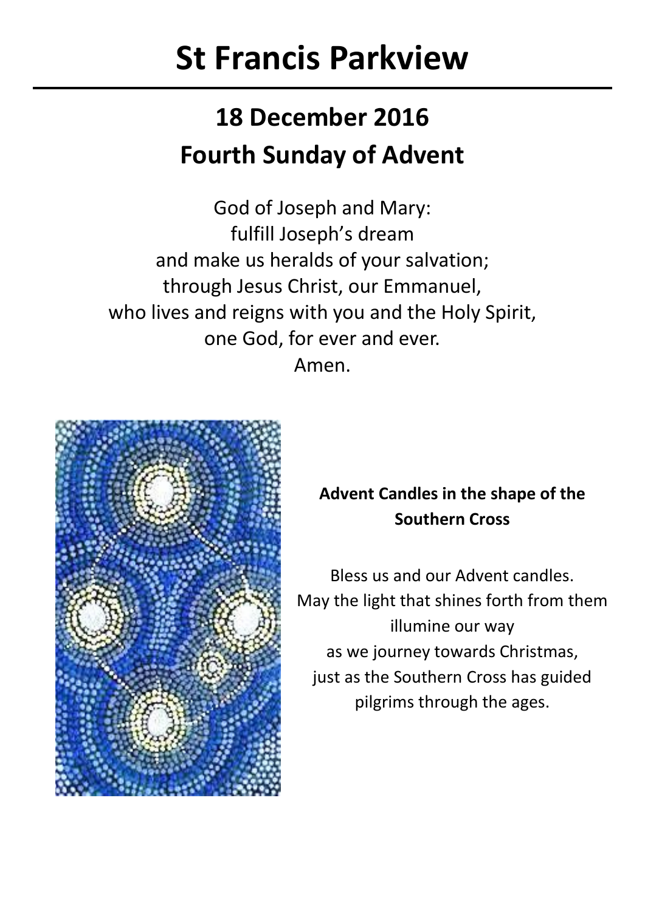# St Francis Parkview

## 18 December 2016
## Fourth Sunday of Advent

God of Joseph and Mary:
fulfill Joseph's dream
and make us heralds of your salvation;
through Jesus Christ, our Emmanuel,
who lives and reigns with you and the Holy Spirit,
one God, for ever and ever.
Amen.

**Advent Candles in the shape of the Southern Cross**

Bless us and our Advent candles.
May the light that shines forth from them
illumine our way
as we journey towards Christmas,
just as the Southern Cross has guided
pilgrims through the ages.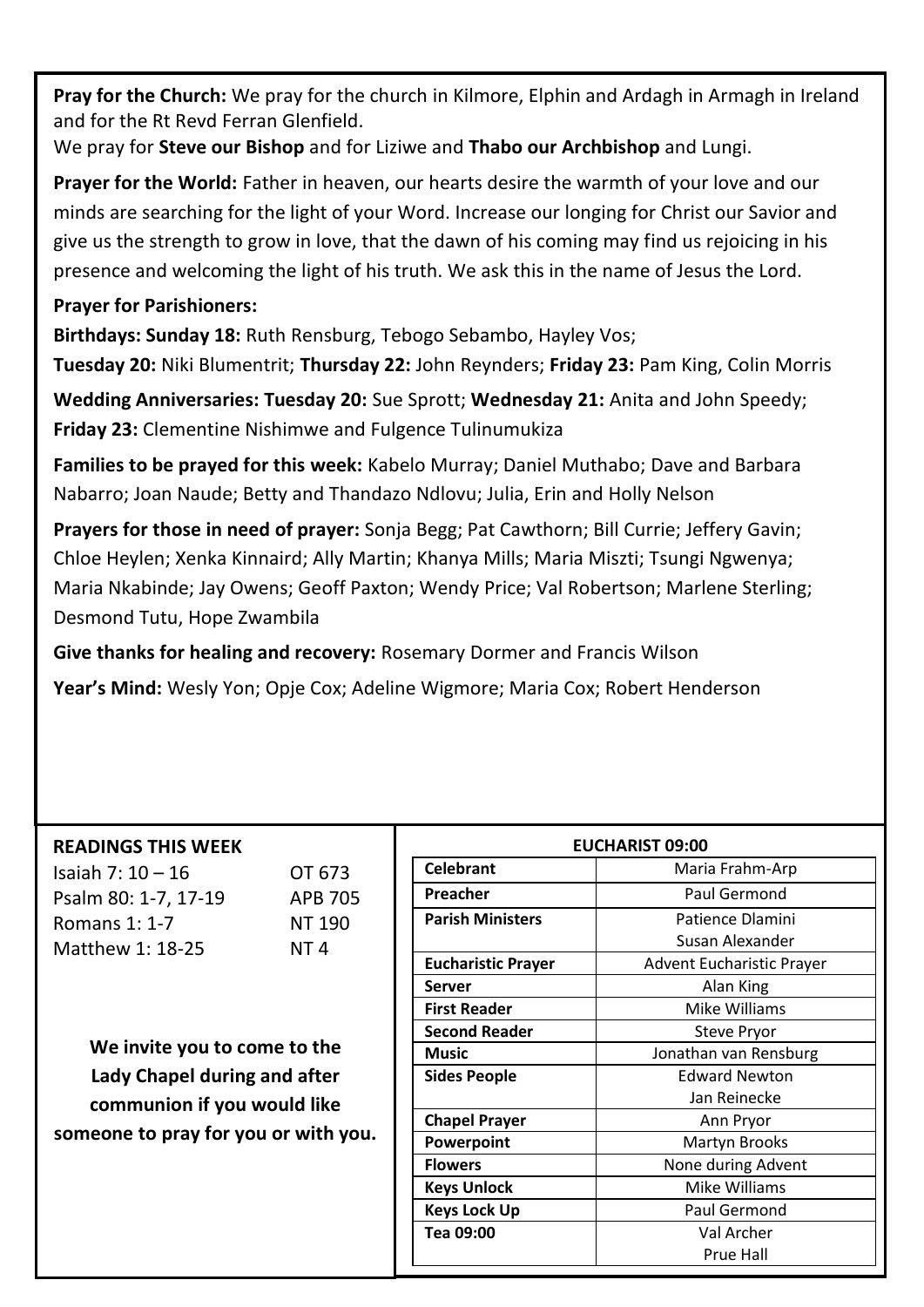**Pray for the Church:** We pray for the church in Kilmore, Elphin and Ardagh in Armagh in Ireland and for the Rt Revd Ferran Glenfield.
We pray for **Steve our Bishop** and for Liziwe and **Thabo our Archbishop** and Lungi.

**Prayer for the World:** Father in heaven, our hearts desire the warmth of your love and our minds are searching for the light of your Word. Increase our longing for Christ our Savior and give us the strength to grow in love, that the dawn of his coming may find us rejoicing in his presence and welcoming the light of his truth. We ask this in the name of Jesus the Lord.

**Prayer for Parishioners:**

**Birthdays: Sunday 18:** Ruth Rensburg, Tebogo Sebambo, Hayley Vos;
**Tuesday 20:** Niki Blumentrit; **Thursday 22:** John Reynders; **Friday 23:** Pam King, Colin Morris

**Wedding Anniversaries: Tuesday 20:** Sue Sprott; **Wednesday 21:** Anita and John Speedy;
**Friday 23:** Clementine Nishimwe and Fulgence Tulinumukiza

**Families to be prayed for this week:** Kabelo Murray; Daniel Muthabo; Dave and Barbara Nabarro; Joan Naude; Betty and Thandazo Ndlovu; Julia, Erin and Holly Nelson

**Prayers for those in need of prayer:** Sonja Begg; Pat Cawthorn; Bill Currie; Jeffery Gavin; Chloe Heylen; Xenka Kinnaird; Ally Martin; Khanya Mills; Maria Miszti; Tsungi Ngwenya; Maria Nkabinde; Jay Owens; Geoff Paxton; Wendy Price; Val Robertson; Marlene Sterling; Desmond Tutu, Hope Zwambila

**Give thanks for healing and recovery:** Rosemary Dormer and Francis Wilson

**Year's Mind:** Wesly Yon; Opje Cox; Adeline Wigmore; Maria Cox; Robert Henderson

**READINGS THIS WEEK**

| | |
|---|---|
| Isaiah 7: 10 – 16 | OT 673 |
| Psalm 80: 1-7, 17-19 | APB 705 |
| Romans 1: 1-7 | NT 190 |
| Matthew 1: 18-25 | NT 4 |

**We invite you to come to the Lady Chapel during and after communion if you would like someone to pray for you or with you.**

**EUCHARIST 09:00**

| | |
|---|---|
| **Celebrant** | Maria Frahm-Arp |
| **Preacher** | Paul Germond |
| **Parish Ministers** | Patience Dlamini<br>Susan Alexander |
| **Eucharistic Prayer** | Advent Eucharistic Prayer |
| **Server** | Alan King |
| **First Reader** | Mike Williams |
| **Second Reader** | Steve Pryor |
| **Music** | Jonathan van Rensburg |
| **Sides People** | Edward Newton<br>Jan Reinecke |
| **Chapel Prayer** | Ann Pryor |
| **Powerpoint** | Martyn Brooks |
| **Flowers** | None during Advent |
| **Keys Unlock** | Mike Williams |
| **Keys Lock Up** | Paul Germond |
| **Tea 09:00** | Val Archer<br>Prue Hall |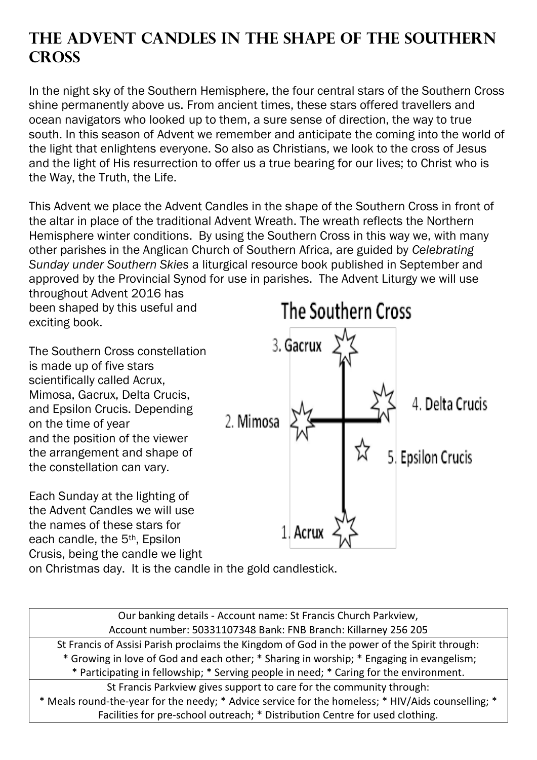# The Advent Candles in the Shape of the Southern Cross

In the night sky of the Southern Hemisphere, the four central stars of the Southern Cross shine permanently above us. From ancient times, these stars offered travellers and ocean navigators who looked up to them, a sure sense of direction, the way to true south. In this season of Advent we remember and anticipate the coming into the world of the light that enlightens everyone. So also as Christians, we look to the cross of Jesus and the light of His resurrection to offer us a true bearing for our lives; to Christ who is the Way, the Truth, the Life.

This Advent we place the Advent Candles in the shape of the Southern Cross in front of the altar in place of the traditional Advent Wreath. The wreath reflects the Northern Hemisphere winter conditions. By using the Southern Cross in this way we, with many other parishes in the Anglican Church of Southern Africa, are guided by *Celebrating Sunday under Southern Skies* a liturgical resource book published in September and approved by the Provincial Synod for use in parishes. The Advent Liturgy we will use throughout Advent 2016 has been shaped by this useful and exciting book.

The Southern Cross constellation is made up of five stars scientifically called Acrux, Mimosa, Gacrux, Delta Crucis, and Epsilon Crucis. Depending on the time of year and the position of the viewer the arrangement and shape of the constellation can vary.

**The Southern Cross**

3. Gacrux
2. Mimosa
4. Delta Crucis
5. Epsilon Crucis
1. Acrux

Each Sunday at the lighting of the Advent Candles we will use the names of these stars for each candle, the 5th, Epsilon Crusis, being the candle we light on Christmas day. It is the candle in the gold candlestick.

| Our banking details - Account name: St Francis Church Parkview, Account number: 50331107348 Bank: FNB Branch: Killarney 256 205 |
|---|
| St Francis of Assisi Parish proclaims the Kingdom of God in the power of the Spirit through: * Growing in love of God and each other; * Sharing in worship; * Engaging in evangelism; * Participating in fellowship; * Serving people in need; * Caring for the environment. |
| St Francis Parkview gives support to care for the community through: * Meals round-the-year for the needy; * Advice service for the homeless; * HIV/Aids counselling; * Facilities for pre-school outreach; * Distribution Centre for used clothing. |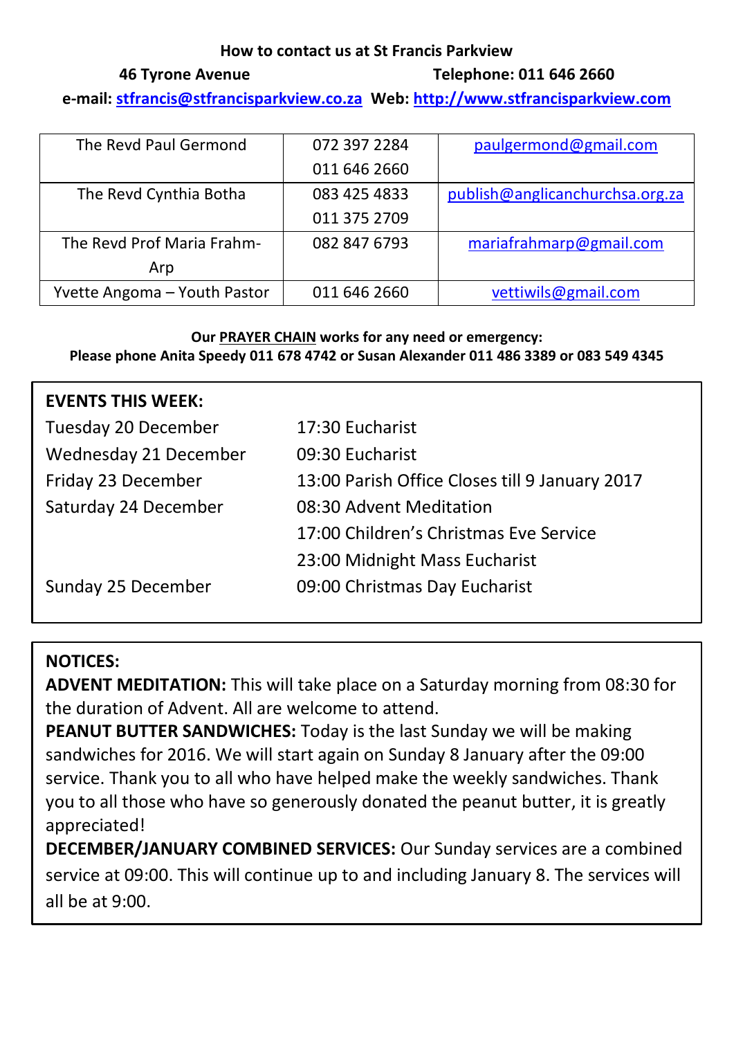**How to contact us at St Francis Parkview**

**46 Tyrone Avenue** **Telephone: 011 646 2660**

**e-mail: stfrancis@stfrancisparkview.co.za Web: http://www.stfrancisparkview.com**

| | | |
|---|---|---|
| The Revd Paul Germond | 072 397 2284<br>011 646 2660 | paulgermond@gmail.com |
| The Revd Cynthia Botha | 083 425 4833<br>011 375 2709 | publish@anglicanchurchsa.org.za |
| The Revd Prof Maria Frahm-Arp | 082 847 6793 | mariafrahmarp@gmail.com |
| Yvette Angoma – Youth Pastor | 011 646 2660 | vettiwils@gmail.com |

**Our PRAYER CHAIN works for any need or emergency:**
**Please phone Anita Speedy 011 678 4742 or Susan Alexander 011 486 3389 or 083 549 4345**

**EVENTS THIS WEEK:**

| | |
|---|---|
| Tuesday 20 December | 17:30 Eucharist |
| Wednesday 21 December | 09:30 Eucharist |
| Friday 23 December | 13:00 Parish Office Closes till 9 January 2017 |
| Saturday 24 December | 08:30 Advent Meditation |
| | 17:00 Children's Christmas Eve Service |
| | 23:00 Midnight Mass Eucharist |
| Sunday 25 December | 09:00 Christmas Day Eucharist |

**NOTICES:**

**ADVENT MEDITATION:** This will take place on a Saturday morning from 08:30 for the duration of Advent. All are welcome to attend.

**PEANUT BUTTER SANDWICHES:** Today is the last Sunday we will be making sandwiches for 2016. We will start again on Sunday 8 January after the 09:00 service. Thank you to all who have helped make the weekly sandwiches. Thank you to all those who have so generously donated the peanut butter, it is greatly appreciated!

**DECEMBER/JANUARY COMBINED SERVICES:** Our Sunday services are a combined service at 09:00. This will continue up to and including January 8. The services will all be at 9:00.